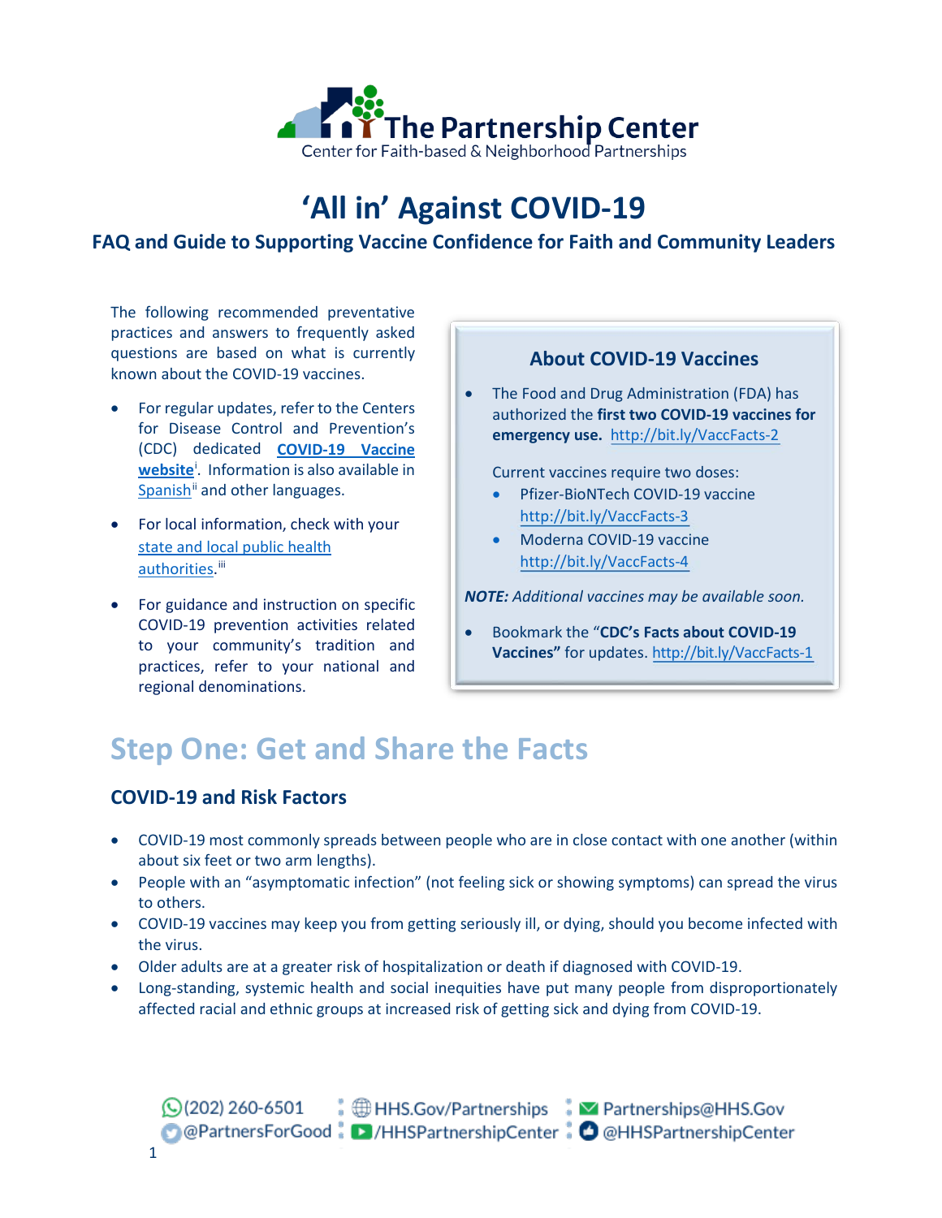The Partnership Center

Center for Faith-based & Neighborhood Partnerships

# 'All in' Against COVID-19

## FAQ and Guide to Supporting Vaccine Confidence for Faith and Community Leaders

The following recommended preventative practices and answers to frequently asked questions are based on what is currently known about the COVID-19 vaccines.

- For regular updates, refer to the Centers for Disease Control and Prevention's (CDC) dedicated **COVID-19 Vaccine website**[i]. Information is also available in Spanish[ii] and other languages.
- For local information, check with your state and local public health authorities.[iii]
- For guidance and instruction on specific COVID-19 prevention activities related to your community's tradition and practices, refer to your national and regional denominations.

### About COVID-19 Vaccines

- The Food and Drug Administration (FDA) has authorized the **first two COVID-19 vaccines for emergency use.** http://bit.ly/VaccFacts-2

  Current vaccines require two doses:
  - Pfizer-BioNTech COVID-19 vaccine http://bit.ly/VaccFacts-3
  - Moderna COVID-19 vaccine http://bit.ly/VaccFacts-4

***NOTE:*** *Additional vaccines may be available soon.*

- Bookmark the **"CDC's Facts about COVID-19 Vaccines"** for updates. http://bit.ly/VaccFacts-1

# Step One: Get and Share the Facts

### COVID-19 and Risk Factors

- COVID-19 most commonly spreads between people who are in close contact with one another (within about six feet or two arm lengths).
- People with an "asymptomatic infection" (not feeling sick or showing symptoms) can spread the virus to others.
- COVID-19 vaccines may keep you from getting seriously ill, or dying, should you become infected with the virus.
- Older adults are at a greater risk of hospitalization or death if diagnosed with COVID-19.
- Long-standing, systemic health and social inequities have put many people from disproportionately affected racial and ethnic groups at increased risk of getting sick and dying from COVID-19.

(202) 260-6501 | HHS.Gov/Partnerships | Partnerships@HHS.Gov
@PartnersForGood | /HHSPartnershipCenter | @HHSPartnershipCenter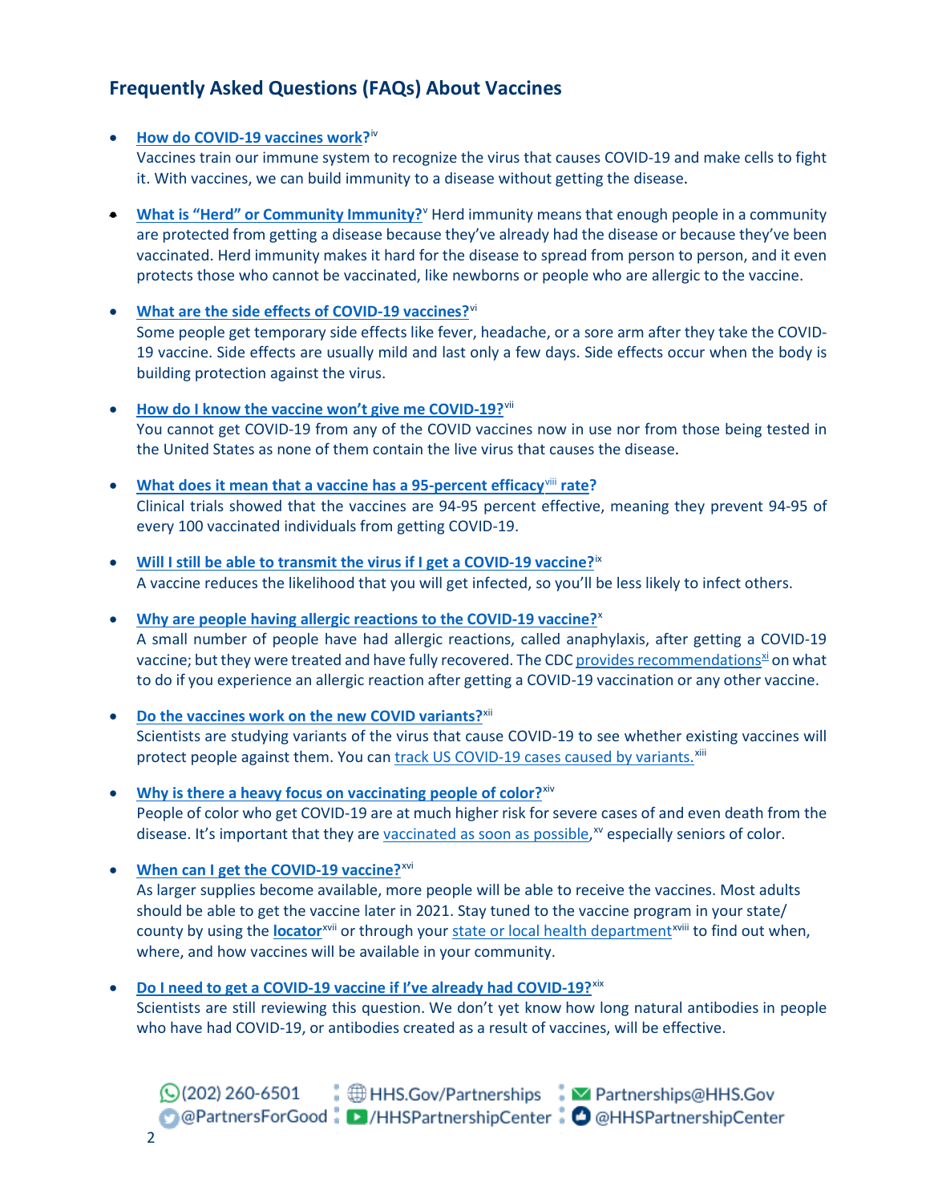## Frequently Asked Questions (FAQs) About Vaccines

- **How do COVID-19 vaccines work?**[iv]
  Vaccines train our immune system to recognize the virus that causes COVID-19 and make cells to fight it. With vaccines, we can build immunity to a disease without getting the disease.

- **What is "Herd" or Community Immunity?**[v] Herd immunity means that enough people in a community are protected from getting a disease because they've already had the disease or because they've been vaccinated. Herd immunity makes it hard for the disease to spread from person to person, and it even protects those who cannot be vaccinated, like newborns or people who are allergic to the vaccine.

- **What are the side effects of COVID-19 vaccines?**[vi]
  Some people get temporary side effects like fever, headache, or a sore arm after they take the COVID-19 vaccine. Side effects are usually mild and last only a few days. Side effects occur when the body is building protection against the virus.

- **How do I know the vaccine won't give me COVID-19?**[vii]
  You cannot get COVID-19 from any of the COVID vaccines now in use nor from those being tested in the United States as none of them contain the live virus that causes the disease.

- **What does it mean that a vaccine has a 95-percent efficacy**[viii] **rate?**
  Clinical trials showed that the vaccines are 94-95 percent effective, meaning they prevent 94-95 of every 100 vaccinated individuals from getting COVID-19.

- **Will I still be able to transmit the virus if I get a COVID-19 vaccine?**[ix]
  A vaccine reduces the likelihood that you will get infected, so you'll be less likely to infect others.

- **Why are people having allergic reactions to the COVID-19 vaccine?**[x]
  A small number of people have had allergic reactions, called anaphylaxis, after getting a COVID-19 vaccine; but they were treated and have fully recovered. The CDC provides recommendations[xi] on what to do if you experience an allergic reaction after getting a COVID-19 vaccination or any other vaccine.

- **Do the vaccines work on the new COVID variants?**[xii]
  Scientists are studying variants of the virus that cause COVID-19 to see whether existing vaccines will protect people against them. You can track US COVID-19 cases caused by variants.[xiii]

- **Why is there a heavy focus on vaccinating people of color?**[xiv]
  People of color who get COVID-19 are at much higher risk for severe cases of and even death from the disease. It's important that they are vaccinated as soon as possible,[xv] especially seniors of color.

- **When can I get the COVID-19 vaccine?**[xvi]
  As larger supplies become available, more people will be able to receive the vaccines. Most adults should be able to get the vaccine later in 2021. Stay tuned to the vaccine program in your state/ county by using the **locator**[xvii] or through your state or local health department[xviii] to find out when, where, and how vaccines will be available in your community.

- **Do I need to get a COVID-19 vaccine if I've already had COVID-19?**[xix]
  Scientists are still reviewing this question. We don't yet know how long natural antibodies in people who have had COVID-19, or antibodies created as a result of vaccines, will be effective.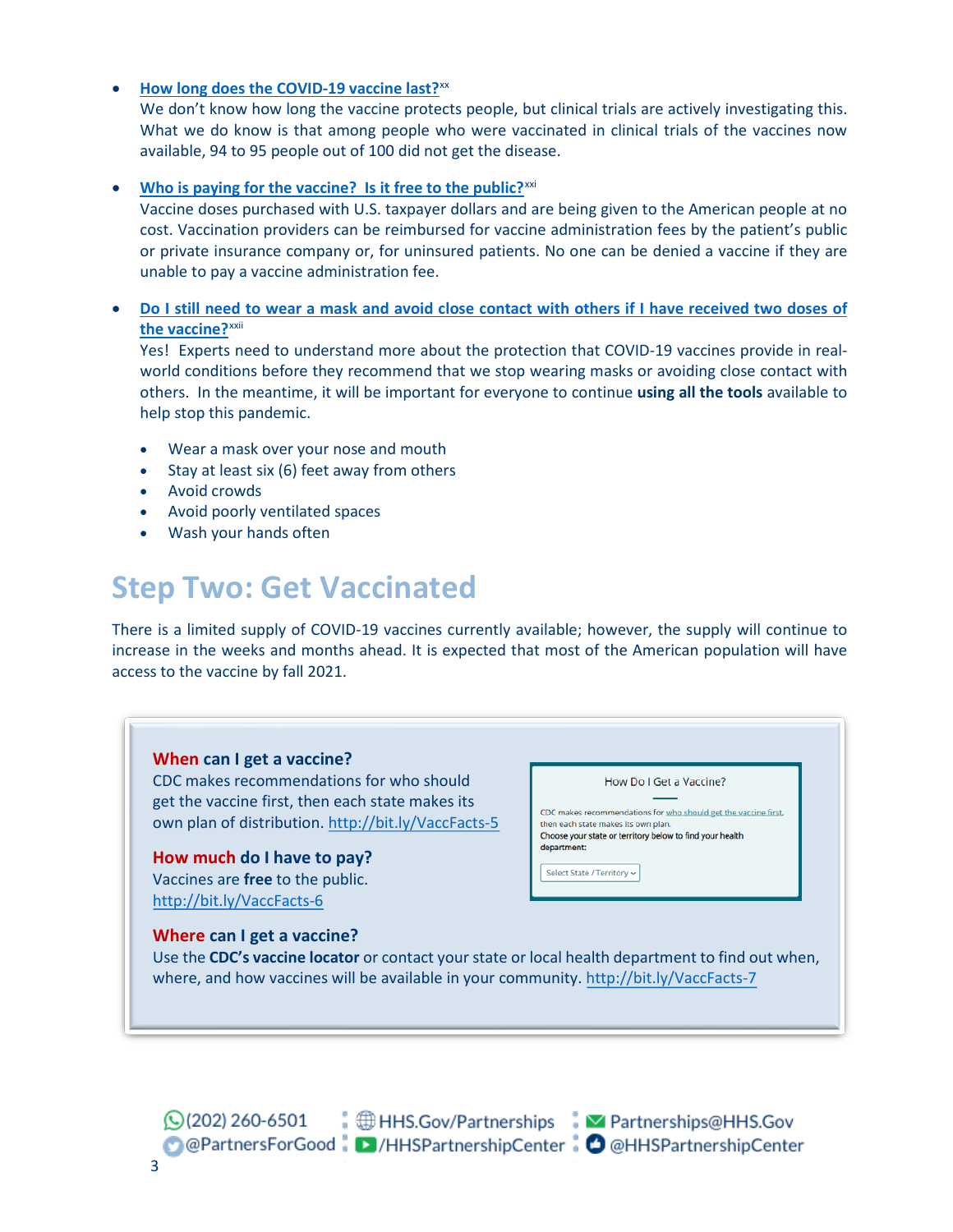- **How long does the COVID-19 vaccine last?**[xx]
  We don't know how long the vaccine protects people, but clinical trials are actively investigating this. What we do know is that among people who were vaccinated in clinical trials of the vaccines now available, 94 to 95 people out of 100 did not get the disease.

- **Who is paying for the vaccine? Is it free to the public?**[xxi]
  Vaccine doses purchased with U.S. taxpayer dollars and are being given to the American people at no cost. Vaccination providers can be reimbursed for vaccine administration fees by the patient's public or private insurance company or, for uninsured patients. No one can be denied a vaccine if they are unable to pay a vaccine administration fee.

- **Do I still need to wear a mask and avoid close contact with others if I have received two doses of the vaccine?**[xxii]
  Yes! Experts need to understand more about the protection that COVID-19 vaccines provide in real-world conditions before they recommend that we stop wearing masks or avoiding close contact with others. In the meantime, it will be important for everyone to continue **using all the tools** available to help stop this pandemic.

  - Wear a mask over your nose and mouth
  - Stay at least six (6) feet away from others
  - Avoid crowds
  - Avoid poorly ventilated spaces
  - Wash your hands often

## Step Two: Get Vaccinated

There is a limited supply of COVID-19 vaccines currently available; however, the supply will continue to increase in the weeks and months ahead. It is expected that most of the American population will have access to the vaccine by fall 2021.

**When can I get a vaccine?**
CDC makes recommendations for who should get the vaccine first, then each state makes its own plan of distribution. http://bit.ly/VaccFacts-5

How Do I Get a Vaccine?

CDC makes recommendations for who should get the vaccine first, then each state makes its own plan. Choose your state or territory below to find your health department:

Select State / Territory

**How much do I have to pay?**
Vaccines are **free** to the public.
http://bit.ly/VaccFacts-6

**Where can I get a vaccine?**
Use the **CDC's vaccine locator** or contact your state or local health department to find out when, where, and how vaccines will be available in your community. http://bit.ly/VaccFacts-7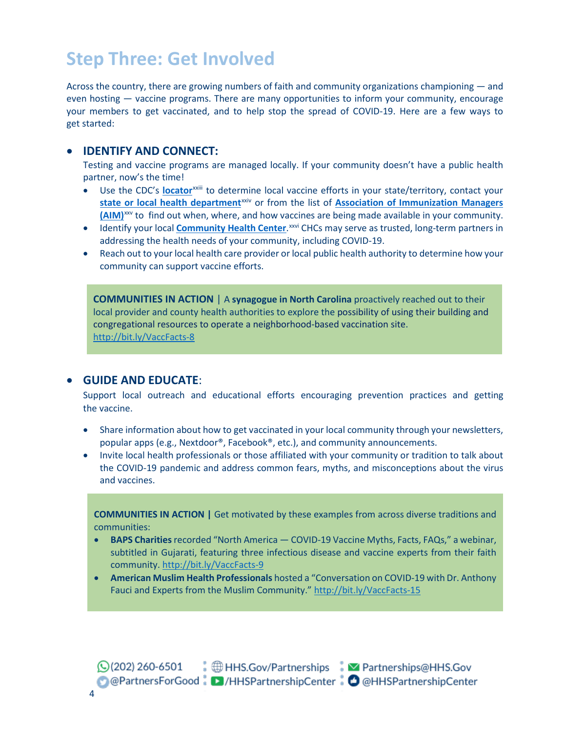# Step Three: Get Involved

Across the country, there are growing numbers of faith and community organizations championing — and even hosting — vaccine programs. There are many opportunities to inform your community, encourage your members to get vaccinated, and to help stop the spread of COVID-19. Here are a few ways to get started:

- **IDENTIFY AND CONNECT:**
  Testing and vaccine programs are managed locally. If your community doesn't have a public health partner, now's the time!
  - Use the CDC's **locator**[xxiii] to determine local vaccine efforts in your state/territory, contact your **state or local health department**[xxiv] or from the list of **Association of Immunization Managers (AIM)**[xxv] to find out when, where, and how vaccines are being made available in your community.
  - Identify your local **Community Health Center**.[xxvi] CHCs may serve as trusted, long-term partners in addressing the health needs of your community, including COVID-19.
  - Reach out to your local health care provider or local public health authority to determine how your community can support vaccine efforts.

> **COMMUNITIES IN ACTION** | A **synagogue in North Carolina** proactively reached out to their local provider and county health authorities to explore the possibility of using their building and congregational resources to operate a neighborhood-based vaccination site. http://bit.ly/VaccFacts-8

- **GUIDE AND EDUCATE**:
  Support local outreach and educational efforts encouraging prevention practices and getting the vaccine.
  - Share information about how to get vaccinated in your local community through your newsletters, popular apps (e.g., Nextdoor®, Facebook®, etc.), and community announcements.
  - Invite local health professionals or those affiliated with your community or tradition to talk about the COVID-19 pandemic and address common fears, myths, and misconceptions about the virus and vaccines.

> **COMMUNITIES IN ACTION |** Get motivated by these examples from across diverse traditions and communities:
>
> - **BAPS Charities** recorded "North America — COVID-19 Vaccine Myths, Facts, FAQs," a webinar, subtitled in Gujarati, featuring three infectious disease and vaccine experts from their faith community. http://bit.ly/VaccFacts-9
> - **American Muslim Health Professionals** hosted a "Conversation on COVID-19 with Dr. Anthony Fauci and Experts from the Muslim Community." http://bit.ly/VaccFacts-15

(202) 260-6501 | HHS.Gov/Partnerships | Partnerships@HHS.Gov
@PartnersForGood | /HHSPartnershipCenter | @HHSPartnershipCenter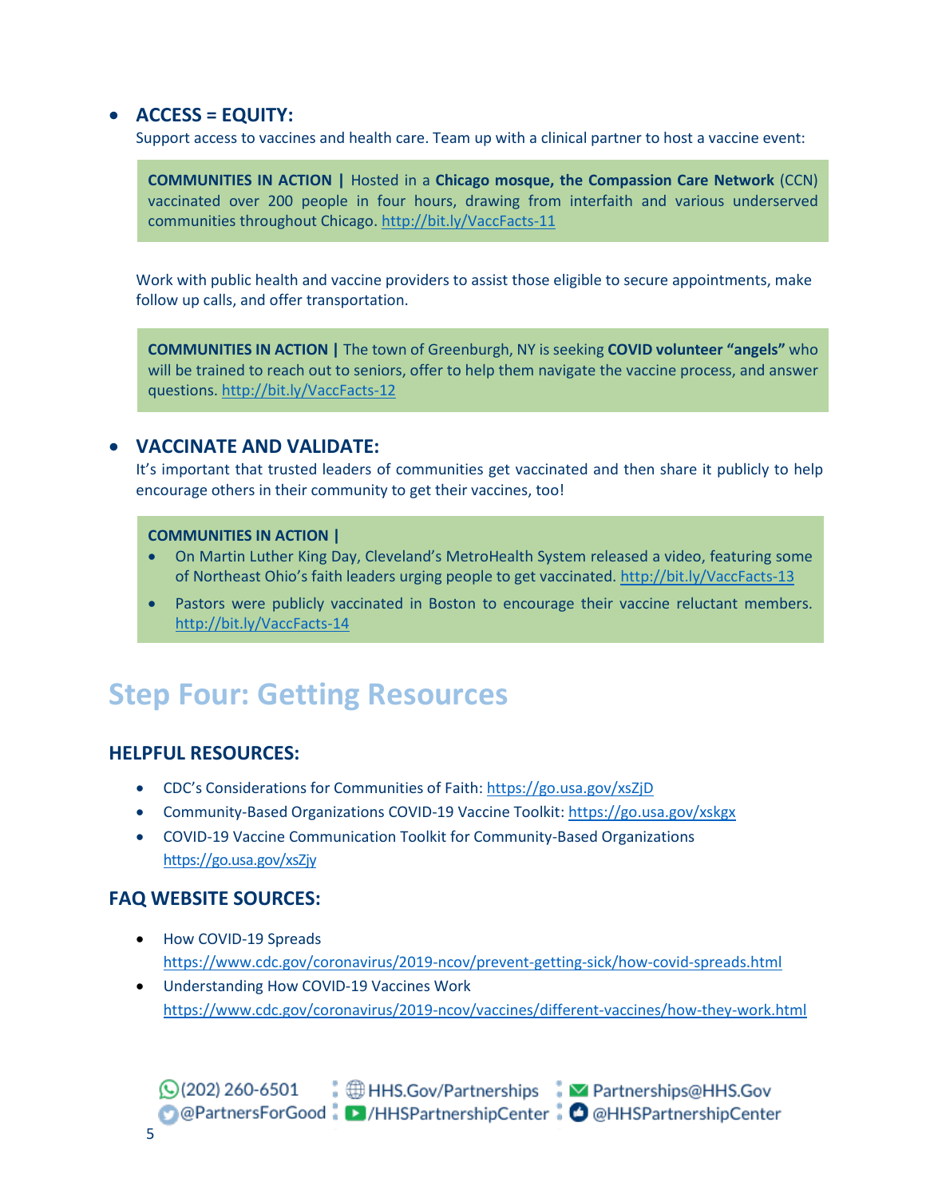- **ACCESS = EQUITY:**
  Support access to vaccines and health care. Team up with a clinical partner to host a vaccine event:

> **COMMUNITIES IN ACTION |** Hosted in a **Chicago mosque, the Compassion Care Network** (CCN) vaccinated over 200 people in four hours, drawing from interfaith and various underserved communities throughout Chicago. http://bit.ly/VaccFacts-11

Work with public health and vaccine providers to assist those eligible to secure appointments, make follow up calls, and offer transportation.

> **COMMUNITIES IN ACTION |** The town of Greenburgh, NY is seeking **COVID volunteer "angels"** who will be trained to reach out to seniors, offer to help them navigate the vaccine process, and answer questions. http://bit.ly/VaccFacts-12

- **VACCINATE AND VALIDATE:**
  It's important that trusted leaders of communities get vaccinated and then share it publicly to help encourage others in their community to get their vaccines, too!

> **COMMUNITIES IN ACTION |**
> - On Martin Luther King Day, Cleveland's MetroHealth System released a video, featuring some of Northeast Ohio's faith leaders urging people to get vaccinated. http://bit.ly/VaccFacts-13
> - Pastors were publicly vaccinated in Boston to encourage their vaccine reluctant members. http://bit.ly/VaccFacts-14

# Step Four: Getting Resources

## HELPFUL RESOURCES:

- CDC's Considerations for Communities of Faith: https://go.usa.gov/xsZjD
- Community-Based Organizations COVID-19 Vaccine Toolkit: https://go.usa.gov/xskgx
- COVID-19 Vaccine Communication Toolkit for Community-Based Organizations https://go.usa.gov/xsZjy

## FAQ WEBSITE SOURCES:

- How COVID-19 Spreads https://www.cdc.gov/coronavirus/2019-ncov/prevent-getting-sick/how-covid-spreads.html
- Understanding How COVID-19 Vaccines Work https://www.cdc.gov/coronavirus/2019-ncov/vaccines/different-vaccines/how-they-work.html

(202) 260-6501 | HHS.Gov/Partnerships | Partnerships@HHS.Gov
@PartnersForGood | /HHSPartnershipCenter | @HHSPartnershipCenter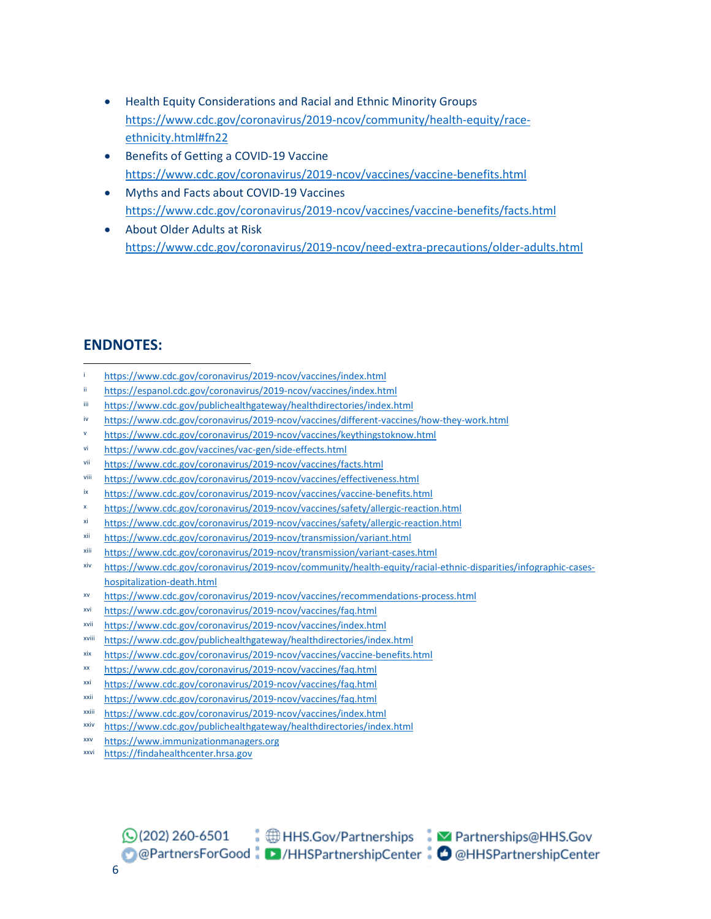- Health Equity Considerations and Racial and Ethnic Minority Groups
  https://www.cdc.gov/coronavirus/2019-ncov/community/health-equity/race-ethnicity.html#fn22
- Benefits of Getting a COVID-19 Vaccine
  https://www.cdc.gov/coronavirus/2019-ncov/vaccines/vaccine-benefits.html
- Myths and Facts about COVID-19 Vaccines
  https://www.cdc.gov/coronavirus/2019-ncov/vaccines/vaccine-benefits/facts.html
- About Older Adults at Risk
  https://www.cdc.gov/coronavirus/2019-ncov/need-extra-precautions/older-adults.html

## ENDNOTES:

[i] https://www.cdc.gov/coronavirus/2019-ncov/vaccines/index.html
[ii] https://espanol.cdc.gov/coronavirus/2019-ncov/vaccines/index.html
[iii] https://www.cdc.gov/publichealthgateway/healthdirectories/index.html
[iv] https://www.cdc.gov/coronavirus/2019-ncov/vaccines/different-vaccines/how-they-work.html
[v] https://www.cdc.gov/coronavirus/2019-ncov/vaccines/keythingstoknow.html
[vi] https://www.cdc.gov/vaccines/vac-gen/side-effects.html
[vii] https://www.cdc.gov/coronavirus/2019-ncov/vaccines/facts.html
[viii] https://www.cdc.gov/coronavirus/2019-ncov/vaccines/effectiveness.html
[ix] https://www.cdc.gov/coronavirus/2019-ncov/vaccines/vaccine-benefits.html
[x] https://www.cdc.gov/coronavirus/2019-ncov/vaccines/safety/allergic-reaction.html
[xi] https://www.cdc.gov/coronavirus/2019-ncov/vaccines/safety/allergic-reaction.html
[xii] https://www.cdc.gov/coronavirus/2019-ncov/transmission/variant.html
[xiii] https://www.cdc.gov/coronavirus/2019-ncov/transmission/variant-cases.html
[xiv] https://www.cdc.gov/coronavirus/2019-ncov/community/health-equity/racial-ethnic-disparities/infographic-cases-hospitalization-death.html
[xv] https://www.cdc.gov/coronavirus/2019-ncov/vaccines/recommendations-process.html
[xvi] https://www.cdc.gov/coronavirus/2019-ncov/vaccines/faq.html
[xvii] https://www.cdc.gov/coronavirus/2019-ncov/vaccines/index.html
[xviii] https://www.cdc.gov/publichealthgateway/healthdirectories/index.html
[xix] https://www.cdc.gov/coronavirus/2019-ncov/vaccines/vaccine-benefits.html
[xx] https://www.cdc.gov/coronavirus/2019-ncov/vaccines/faq.html
[xxi] https://www.cdc.gov/coronavirus/2019-ncov/vaccines/faq.html
[xxii] https://www.cdc.gov/coronavirus/2019-ncov/vaccines/faq.html
[xxiii] https://www.cdc.gov/coronavirus/2019-ncov/vaccines/index.html
[xxiv] https://www.cdc.gov/publichealthgateway/healthdirectories/index.html
[xxv] https://www.immunizationmanagers.org
[xxvi] https://findahealthcenter.hrsa.gov

(202) 260-6501 : HHS.Gov/Partnerships : Partnerships@HHS.Gov
@PartnersForGood : /HHSPartnershipCenter : @HHSPartnershipCenter